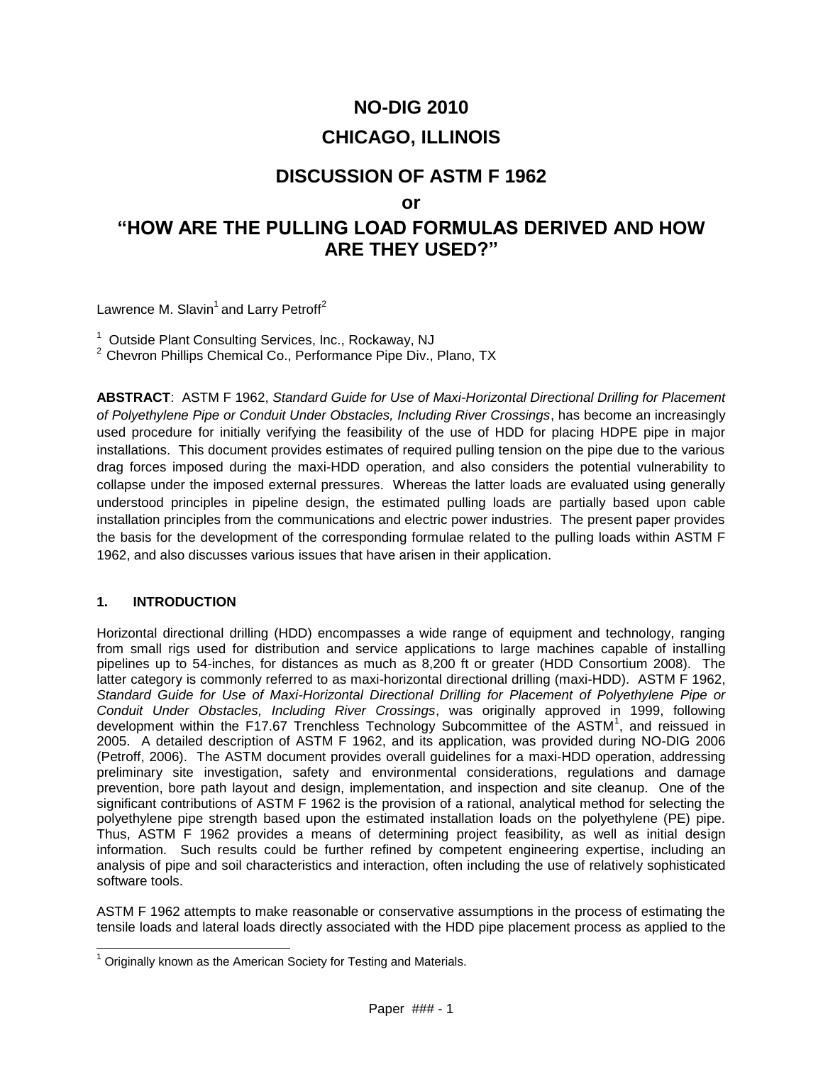# NO-DIG 2010

# CHICAGO, ILLINOIS

## DISCUSSION OF ASTM F 1962

## or

## "HOW ARE THE PULLING LOAD FORMULAS DERIVED AND HOW ARE THEY USED?"

Lawrence M. Slavin[1] and Larry Petroff[2]

[1] Outside Plant Consulting Services, Inc., Rockaway, NJ
[2] Chevron Phillips Chemical Co., Performance Pipe Div., Plano, TX

**ABSTRACT**: ASTM F 1962, *Standard Guide for Use of Maxi-Horizontal Directional Drilling for Placement of Polyethylene Pipe or Conduit Under Obstacles, Including River Crossings*, has become an increasingly used procedure for initially verifying the feasibility of the use of HDD for placing HDPE pipe in major installations. This document provides estimates of required pulling tension on the pipe due to the various drag forces imposed during the maxi-HDD operation, and also considers the potential vulnerability to collapse under the imposed external pressures. Whereas the latter loads are evaluated using generally understood principles in pipeline design, the estimated pulling loads are partially based upon cable installation principles from the communications and electric power industries. The present paper provides the basis for the development of the corresponding formulae related to the pulling loads within ASTM F 1962, and also discusses various issues that have arisen in their application.

### 1. INTRODUCTION

Horizontal directional drilling (HDD) encompasses a wide range of equipment and technology, ranging from small rigs used for distribution and service applications to large machines capable of installing pipelines up to 54-inches, for distances as much as 8,200 ft or greater (HDD Consortium 2008). The latter category is commonly referred to as maxi-horizontal directional drilling (maxi-HDD). ASTM F 1962, *Standard Guide for Use of Maxi-Horizontal Directional Drilling for Placement of Polyethylene Pipe or Conduit Under Obstacles, Including River Crossings*, was originally approved in 1999, following development within the F17.67 Trenchless Technology Subcommittee of the ASTM[1], and reissued in 2005. A detailed description of ASTM F 1962, and its application, was provided during NO-DIG 2006 (Petroff, 2006). The ASTM document provides overall guidelines for a maxi-HDD operation, addressing preliminary site investigation, safety and environmental considerations, regulations and damage prevention, bore path layout and design, implementation, and inspection and site cleanup. One of the significant contributions of ASTM F 1962 is the provision of a rational, analytical method for selecting the polyethylene pipe strength based upon the estimated installation loads on the polyethylene (PE) pipe. Thus, ASTM F 1962 provides a means of determining project feasibility, as well as initial design information. Such results could be further refined by competent engineering expertise, including an analysis of pipe and soil characteristics and interaction, often including the use of relatively sophisticated software tools.

ASTM F 1962 attempts to make reasonable or conservative assumptions in the process of estimating the tensile loads and lateral loads directly associated with the HDD pipe placement process as applied to the

[1] Originally known as the American Society for Testing and Materials.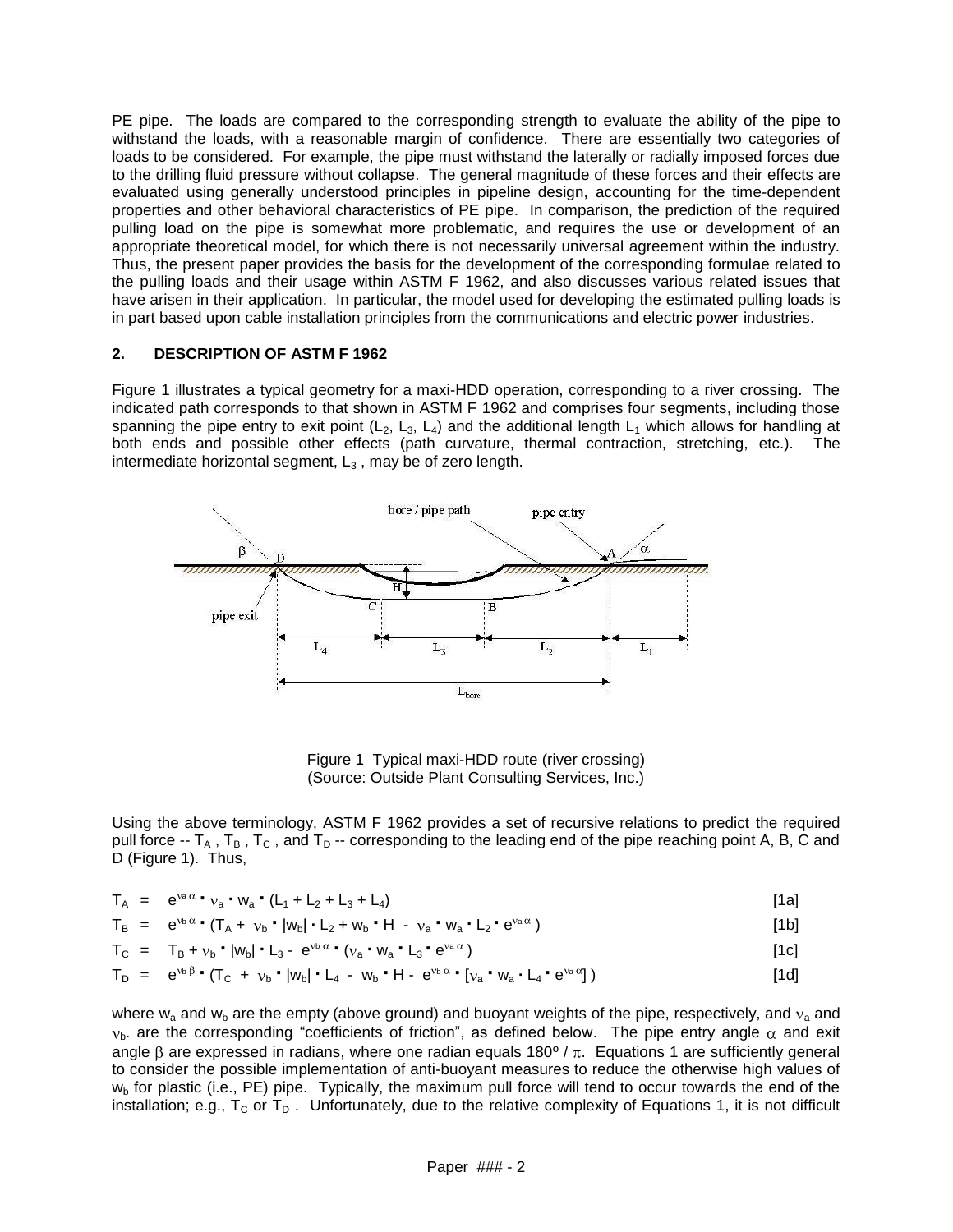PE pipe. The loads are compared to the corresponding strength to evaluate the ability of the pipe to withstand the loads, with a reasonable margin of confidence. There are essentially two categories of loads to be considered. For example, the pipe must withstand the laterally or radially imposed forces due to the drilling fluid pressure without collapse. The general magnitude of these forces and their effects are evaluated using generally understood principles in pipeline design, accounting for the time-dependent properties and other behavioral characteristics of PE pipe. In comparison, the prediction of the required pulling load on the pipe is somewhat more problematic, and requires the use or development of an appropriate theoretical model, for which there is not necessarily universal agreement within the industry. Thus, the present paper provides the basis for the development of the corresponding formulae related to the pulling loads and their usage within ASTM F 1962, and also discusses various related issues that have arisen in their application. In particular, the model used for developing the estimated pulling loads is in part based upon cable installation principles from the communications and electric power industries.

## 2. DESCRIPTION OF ASTM F 1962

Figure 1 illustrates a typical geometry for a maxi-HDD operation, corresponding to a river crossing. The indicated path corresponds to that shown in ASTM F 1962 and comprises four segments, including those spanning the pipe entry to exit point ($L_2$, $L_3$, $L_4$) and the additional length $L_1$ which allows for handling at both ends and possible other effects (path curvature, thermal contraction, stretching, etc.). The intermediate horizontal segment, $L_3$, may be of zero length.

Figure 1 Typical maxi-HDD route (river crossing)
(Source: Outside Plant Consulting Services, Inc.)

Using the above terminology, ASTM F 1962 provides a set of recursive relations to predict the required pull force -- $T_A$, $T_B$, $T_C$, and $T_D$ -- corresponding to the leading end of the pipe reaching point A, B, C and D (Figure 1). Thus,

$$T_A = e^{\nu_a \alpha} \cdot \nu_a \cdot w_a \cdot (L_1 + L_2 + L_3 + L_4) \quad [1a]$$

$$T_B = e^{\nu_b \alpha} \cdot (T_A + \nu_b \cdot |w_b| \cdot L_2 + w_b \cdot H - \nu_a \cdot w_a \cdot L_2 \cdot e^{\nu_a \alpha}) \quad [1b]$$

$$T_C = T_B + \nu_b \cdot |w_b| \cdot L_3 - e^{\nu_b \alpha} \cdot (\nu_a \cdot w_a \cdot L_3 \cdot e^{\nu_a \alpha}) \quad [1c]$$

$$T_D = e^{\nu_b \beta} \cdot (T_C + \nu_b \cdot |w_b| \cdot L_4 - w_b \cdot H - e^{\nu_b \alpha} \cdot [\nu_a \cdot w_a \cdot L_4 \cdot e^{\nu_a \alpha}]) \quad [1d]$$

where $w_a$ and $w_b$ are the empty (above ground) and buoyant weights of the pipe, respectively, and $\nu_a$ and $\nu_b$. are the corresponding "coefficients of friction", as defined below. The pipe entry angle $\alpha$ and exit angle $\beta$ are expressed in radians, where one radian equals $180° / \pi$. Equations 1 are sufficiently general to consider the possible implementation of anti-buoyant measures to reduce the otherwise high values of $w_b$ for plastic (i.e., PE) pipe. Typically, the maximum pull force will tend to occur towards the end of the installation; e.g., $T_C$ or $T_D$. Unfortunately, due to the relative complexity of Equations 1, it is not difficult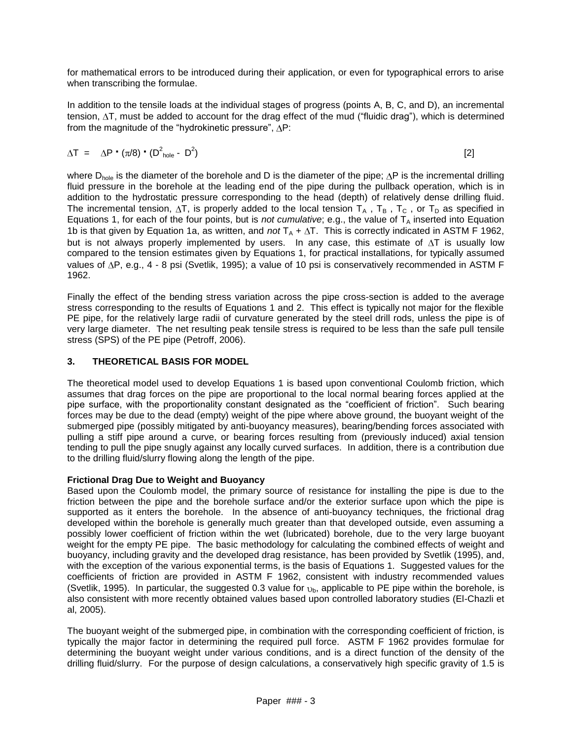for mathematical errors to be introduced during their application, or even for typographical errors to arise when transcribing the formulae.

In addition to the tensile loads at the individual stages of progress (points A, B, C, and D), an incremental tension, $\Delta T$, must be added to account for the drag effect of the mud ("fluidic drag"), which is determined from the magnitude of the "hydrokinetic pressure", $\Delta P$:

$$\Delta T = \Delta P \cdot (\pi/8) \cdot (D^2_{hole} - D^2) \qquad [2]$$

where $D_{hole}$ is the diameter of the borehole and D is the diameter of the pipe; $\Delta P$ is the incremental drilling fluid pressure in the borehole at the leading end of the pipe during the pullback operation, which is in addition to the hydrostatic pressure corresponding to the head (depth) of relatively dense drilling fluid. The incremental tension, $\Delta T$, is properly added to the local tension $T_A$ , $T_B$ , $T_C$ , or $T_D$ as specified in Equations 1, for each of the four points, but is *not cumulative*; e.g., the value of $T_A$ inserted into Equation 1b is that given by Equation 1a, as written, and *not* $T_A + \Delta T$. This is correctly indicated in ASTM F 1962, but is not always properly implemented by users. In any case, this estimate of $\Delta T$ is usually low compared to the tension estimates given by Equations 1, for practical installations, for typically assumed values of $\Delta P$, e.g., 4 - 8 psi (Svetlik, 1995); a value of 10 psi is conservatively recommended in ASTM F 1962.

Finally the effect of the bending stress variation across the pipe cross-section is added to the average stress corresponding to the results of Equations 1 and 2. This effect is typically not major for the flexible PE pipe, for the relatively large radii of curvature generated by the steel drill rods, unless the pipe is of very large diameter. The net resulting peak tensile stress is required to be less than the safe pull tensile stress (SPS) of the PE pipe (Petroff, 2006).

## 3. THEORETICAL BASIS FOR MODEL

The theoretical model used to develop Equations 1 is based upon conventional Coulomb friction, which assumes that drag forces on the pipe are proportional to the local normal bearing forces applied at the pipe surface, with the proportionality constant designated as the "coefficient of friction". Such bearing forces may be due to the dead (empty) weight of the pipe where above ground, the buoyant weight of the submerged pipe (possibly mitigated by anti-buoyancy measures), bearing/bending forces associated with pulling a stiff pipe around a curve, or bearing forces resulting from (previously induced) axial tension tending to pull the pipe snugly against any locally curved surfaces. In addition, there is a contribution due to the drilling fluid/slurry flowing along the length of the pipe.

**Frictional Drag Due to Weight and Buoyancy**

Based upon the Coulomb model, the primary source of resistance for installing the pipe is due to the friction between the pipe and the borehole surface and/or the exterior surface upon which the pipe is supported as it enters the borehole. In the absence of anti-buoyancy techniques, the frictional drag developed within the borehole is generally much greater than that developed outside, even assuming a possibly lower coefficient of friction within the wet (lubricated) borehole, due to the very large buoyant weight for the empty PE pipe. The basic methodology for calculating the combined effects of weight and buoyancy, including gravity and the developed drag resistance, has been provided by Svetlik (1995), and, with the exception of the various exponential terms, is the basis of Equations 1. Suggested values for the coefficients of friction are provided in ASTM F 1962, consistent with industry recommended values (Svetlik, 1995). In particular, the suggested 0.3 value for $\upsilon_b$, applicable to PE pipe within the borehole, is also consistent with more recently obtained values based upon controlled laboratory studies (El-Chazli et al, 2005).

The buoyant weight of the submerged pipe, in combination with the corresponding coefficient of friction, is typically the major factor in determining the required pull force. ASTM F 1962 provides formulae for determining the buoyant weight under various conditions, and is a direct function of the density of the drilling fluid/slurry. For the purpose of design calculations, a conservatively high specific gravity of 1.5 is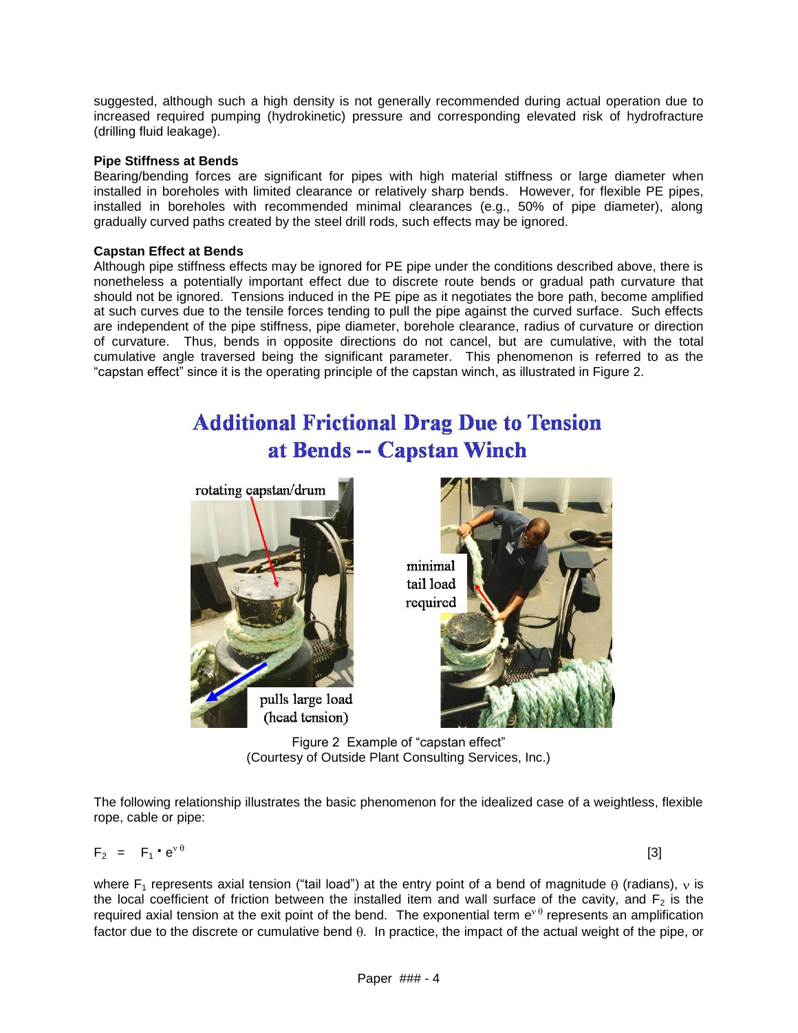suggested, although such a high density is not generally recommended during actual operation due to increased required pumping (hydrokinetic) pressure and corresponding elevated risk of hydrofracture (drilling fluid leakage).

**Pipe Stiffness at Bends**

Bearing/bending forces are significant for pipes with high material stiffness or large diameter when installed in boreholes with limited clearance or relatively sharp bends. However, for flexible PE pipes, installed in boreholes with recommended minimal clearances (e.g., 50% of pipe diameter), along gradually curved paths created by the steel drill rods, such effects may be ignored.

**Capstan Effect at Bends**

Although pipe stiffness effects may be ignored for PE pipe under the conditions described above, there is nonetheless a potentially important effect due to discrete route bends or gradual path curvature that should not be ignored. Tensions induced in the PE pipe as it negotiates the bore path, become amplified at such curves due to the tensile forces tending to pull the pipe against the curved surface. Such effects are independent of the pipe stiffness, pipe diameter, borehole clearance, radius of curvature or direction of curvature. Thus, bends in opposite directions do not cancel, but are cumulative, with the total cumulative angle traversed being the significant parameter. This phenomenon is referred to as the "capstan effect" since it is the operating principle of the capstan winch, as illustrated in Figure 2.

**Additional Frictional Drag Due to Tension at Bends -- Capstan Winch**

rotating capstan/drum

pulls large load (head tension)

minimal tail load required

Figure 2 Example of "capstan effect"
(Courtesy of Outside Plant Consulting Services, Inc.)

The following relationship illustrates the basic phenomenon for the idealized case of a weightless, flexible rope, cable or pipe:

$$F_2 = F_1 \cdot e^{\nu \theta} \qquad [3]$$

where $F_1$ represents axial tension ("tail load") at the entry point of a bend of magnitude $\theta$ (radians), $\nu$ is the local coefficient of friction between the installed item and wall surface of the cavity, and $F_2$ is the required axial tension at the exit point of the bend. The exponential term $e^{\nu \theta}$ represents an amplification factor due to the discrete or cumulative bend $\theta$. In practice, the impact of the actual weight of the pipe, or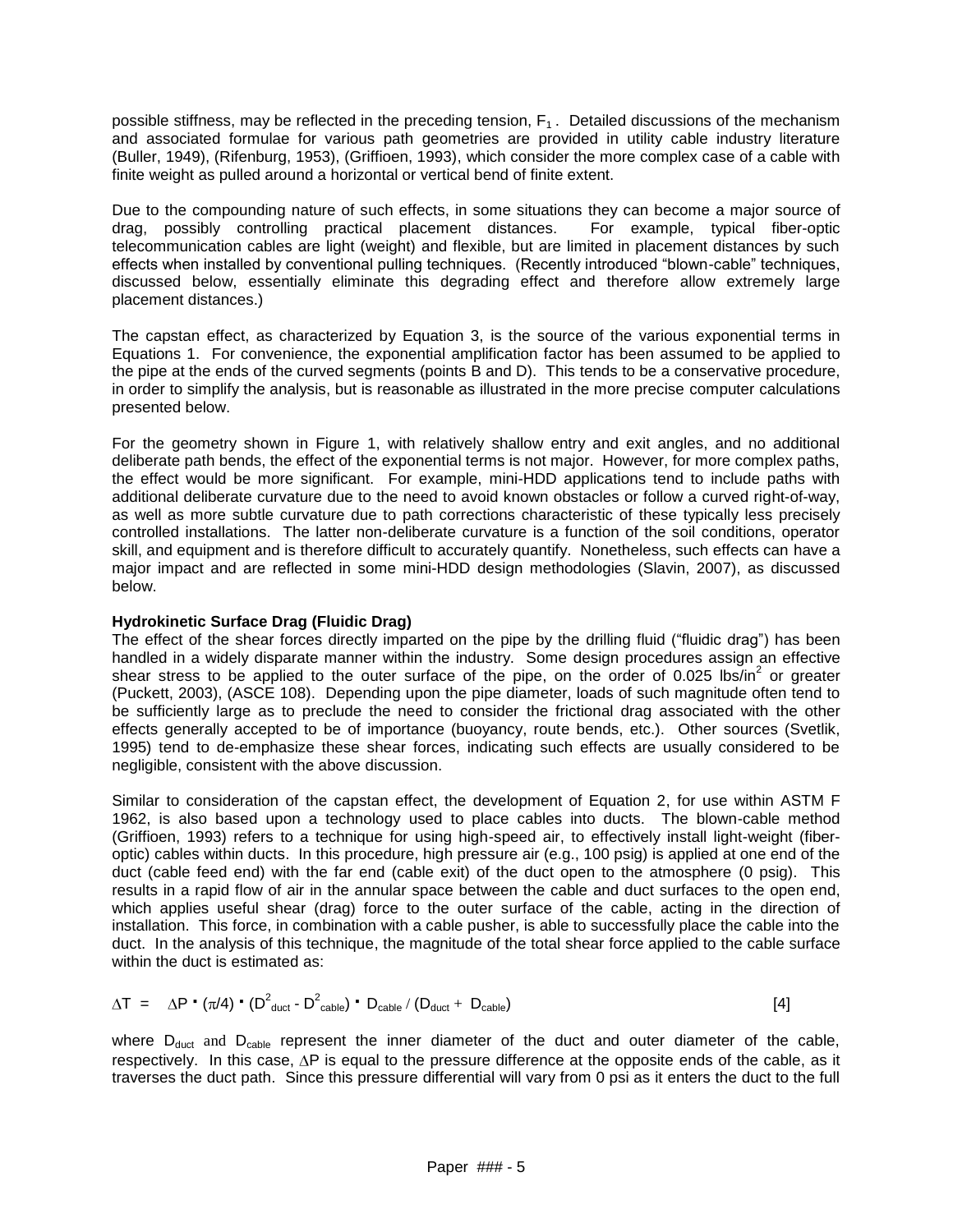possible stiffness, may be reflected in the preceding tension, $F_1$. Detailed discussions of the mechanism and associated formulae for various path geometries are provided in utility cable industry literature (Buller, 1949), (Rifenburg, 1953), (Griffioen, 1993), which consider the more complex case of a cable with finite weight as pulled around a horizontal or vertical bend of finite extent.

Due to the compounding nature of such effects, in some situations they can become a major source of drag, possibly controlling practical placement distances. For example, typical fiber-optic telecommunication cables are light (weight) and flexible, but are limited in placement distances by such effects when installed by conventional pulling techniques. (Recently introduced "blown-cable" techniques, discussed below, essentially eliminate this degrading effect and therefore allow extremely large placement distances.)

The capstan effect, as characterized by Equation 3, is the source of the various exponential terms in Equations 1. For convenience, the exponential amplification factor has been assumed to be applied to the pipe at the ends of the curved segments (points B and D). This tends to be a conservative procedure, in order to simplify the analysis, but is reasonable as illustrated in the more precise computer calculations presented below.

For the geometry shown in Figure 1, with relatively shallow entry and exit angles, and no additional deliberate path bends, the effect of the exponential terms is not major. However, for more complex paths, the effect would be more significant. For example, mini-HDD applications tend to include paths with additional deliberate curvature due to the need to avoid known obstacles or follow a curved right-of-way, as well as more subtle curvature due to path corrections characteristic of these typically less precisely controlled installations. The latter non-deliberate curvature is a function of the soil conditions, operator skill, and equipment and is therefore difficult to accurately quantify. Nonetheless, such effects can have a major impact and are reflected in some mini-HDD design methodologies (Slavin, 2007), as discussed below.

**Hydrokinetic Surface Drag (Fluidic Drag)**

The effect of the shear forces directly imparted on the pipe by the drilling fluid ("fluidic drag") has been handled in a widely disparate manner within the industry. Some design procedures assign an effective shear stress to be applied to the outer surface of the pipe, on the order of 0.025 $lbs/in^2$ or greater (Puckett, 2003), (ASCE 108). Depending upon the pipe diameter, loads of such magnitude often tend to be sufficiently large as to preclude the need to consider the frictional drag associated with the other effects generally accepted to be of importance (buoyancy, route bends, etc.). Other sources (Svetlik, 1995) tend to de-emphasize these shear forces, indicating such effects are usually considered to be negligible, consistent with the above discussion.

Similar to consideration of the capstan effect, the development of Equation 2, for use within ASTM F 1962, is also based upon a technology used to place cables into ducts. The blown-cable method (Griffioen, 1993) refers to a technique for using high-speed air, to effectively install light-weight (fiber-optic) cables within ducts. In this procedure, high pressure air (e.g., 100 psig) is applied at one end of the duct (cable feed end) with the far end (cable exit) of the duct open to the atmosphere (0 psig). This results in a rapid flow of air in the annular space between the cable and duct surfaces to the open end, which applies useful shear (drag) force to the outer surface of the cable, acting in the direction of installation. This force, in combination with a cable pusher, is able to successfully place the cable into the duct. In the analysis of this technique, the magnitude of the total shear force applied to the cable surface within the duct is estimated as:

$$\Delta T = \Delta P \cdot (\pi/4) \cdot (D^2_{duct} - D^2_{cable}) \cdot D_{cable} / (D_{duct} + D_{cable}) \qquad [4]$$

where $D_{duct}$ and $D_{cable}$ represent the inner diameter of the duct and outer diameter of the cable, respectively. In this case, $\Delta P$ is equal to the pressure difference at the opposite ends of the cable, as it traverses the duct path. Since this pressure differential will vary from 0 psi as it enters the duct to the full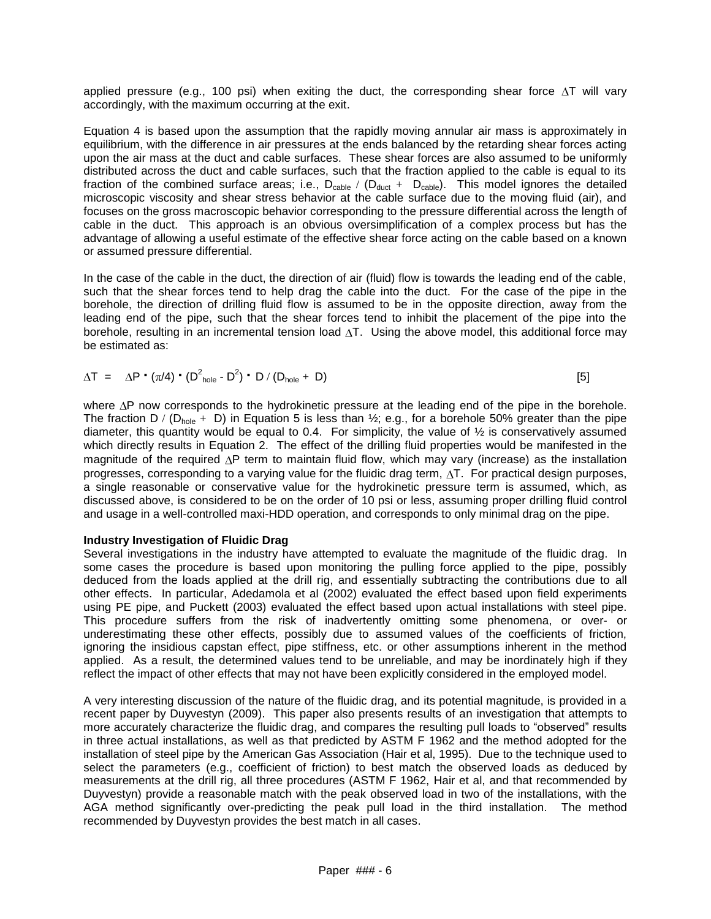applied pressure (e.g., 100 psi) when exiting the duct, the corresponding shear force $\Delta T$ will vary accordingly, with the maximum occurring at the exit.

Equation 4 is based upon the assumption that the rapidly moving annular air mass is approximately in equilibrium, with the difference in air pressures at the ends balanced by the retarding shear forces acting upon the air mass at the duct and cable surfaces. These shear forces are also assumed to be uniformly distributed across the duct and cable surfaces, such that the fraction applied to the cable is equal to its fraction of the combined surface areas; i.e., $D_{cable} / (D_{duct} + D_{cable})$. This model ignores the detailed microscopic viscosity and shear stress behavior at the cable surface due to the moving fluid (air), and focuses on the gross macroscopic behavior corresponding to the pressure differential across the length of cable in the duct. This approach is an obvious oversimplification of a complex process but has the advantage of allowing a useful estimate of the effective shear force acting on the cable based on a known or assumed pressure differential.

In the case of the cable in the duct, the direction of air (fluid) flow is towards the leading end of the cable, such that the shear forces tend to help drag the cable into the duct. For the case of the pipe in the borehole, the direction of drilling fluid flow is assumed to be in the opposite direction, away from the leading end of the pipe, such that the shear forces tend to inhibit the placement of the pipe into the borehole, resulting in an incremental tension load $\Delta T$. Using the above model, this additional force may be estimated as:

$$\Delta T = \Delta P \cdot (\pi/4) \cdot (D^2_{hole} - D^2) \cdot D / (D_{hole} + D) \qquad [5]$$

where $\Delta P$ now corresponds to the hydrokinetic pressure at the leading end of the pipe in the borehole. The fraction $D / (D_{hole} + D)$ in Equation 5 is less than ½; e.g., for a borehole 50% greater than the pipe diameter, this quantity would be equal to 0.4. For simplicity, the value of ½ is conservatively assumed which directly results in Equation 2. The effect of the drilling fluid properties would be manifested in the magnitude of the required $\Delta P$ term to maintain fluid flow, which may vary (increase) as the installation progresses, corresponding to a varying value for the fluidic drag term, $\Delta T$. For practical design purposes, a single reasonable or conservative value for the hydrokinetic pressure term is assumed, which, as discussed above, is considered to be on the order of 10 psi or less, assuming proper drilling fluid control and usage in a well-controlled maxi-HDD operation, and corresponds to only minimal drag on the pipe.

**Industry Investigation of Fluidic Drag**

Several investigations in the industry have attempted to evaluate the magnitude of the fluidic drag. In some cases the procedure is based upon monitoring the pulling force applied to the pipe, possibly deduced from the loads applied at the drill rig, and essentially subtracting the contributions due to all other effects. In particular, Adedamola et al (2002) evaluated the effect based upon field experiments using PE pipe, and Puckett (2003) evaluated the effect based upon actual installations with steel pipe. This procedure suffers from the risk of inadvertently omitting some phenomena, or over- or underestimating these other effects, possibly due to assumed values of the coefficients of friction, ignoring the insidious capstan effect, pipe stiffness, etc. or other assumptions inherent in the method applied. As a result, the determined values tend to be unreliable, and may be inordinately high if they reflect the impact of other effects that may not have been explicitly considered in the employed model.

A very interesting discussion of the nature of the fluidic drag, and its potential magnitude, is provided in a recent paper by Duyvestyn (2009). This paper also presents results of an investigation that attempts to more accurately characterize the fluidic drag, and compares the resulting pull loads to "observed" results in three actual installations, as well as that predicted by ASTM F 1962 and the method adopted for the installation of steel pipe by the American Gas Association (Hair et al, 1995). Due to the technique used to select the parameters (e.g., coefficient of friction) to best match the observed loads as deduced by measurements at the drill rig, all three procedures (ASTM F 1962, Hair et al, and that recommended by Duyvestyn) provide a reasonable match with the peak observed load in two of the installations, with the AGA method significantly over-predicting the peak pull load in the third installation. The method recommended by Duyvestyn provides the best match in all cases.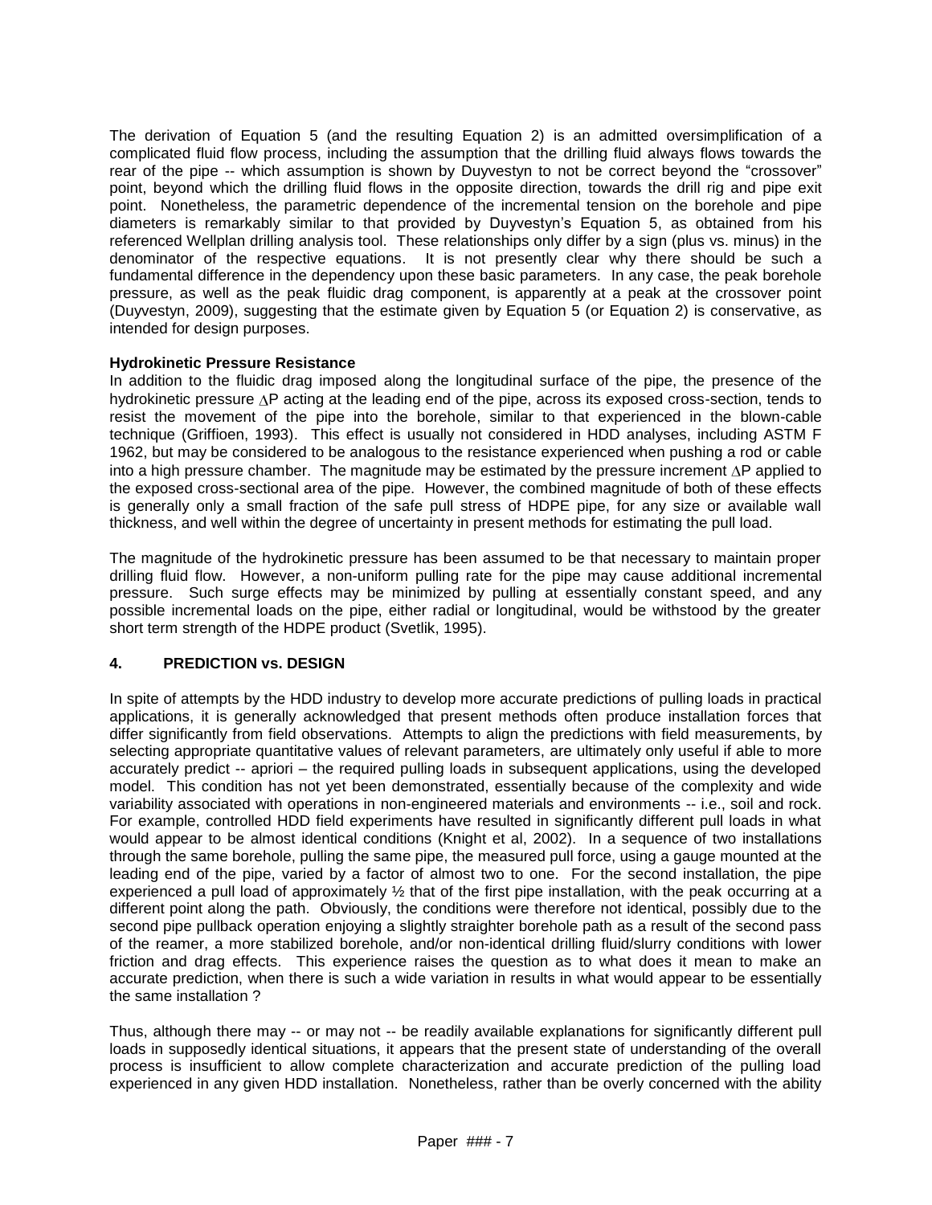The derivation of Equation 5 (and the resulting Equation 2) is an admitted oversimplification of a complicated fluid flow process, including the assumption that the drilling fluid always flows towards the rear of the pipe -- which assumption is shown by Duyvestyn to not be correct beyond the "crossover" point, beyond which the drilling fluid flows in the opposite direction, towards the drill rig and pipe exit point. Nonetheless, the parametric dependence of the incremental tension on the borehole and pipe diameters is remarkably similar to that provided by Duyvestyn's Equation 5, as obtained from his referenced Wellplan drilling analysis tool. These relationships only differ by a sign (plus vs. minus) in the denominator of the respective equations. It is not presently clear why there should be such a fundamental difference in the dependency upon these basic parameters. In any case, the peak borehole pressure, as well as the peak fluidic drag component, is apparently at a peak at the crossover point (Duyvestyn, 2009), suggesting that the estimate given by Equation 5 (or Equation 2) is conservative, as intended for design purposes.

**Hydrokinetic Pressure Resistance**

In addition to the fluidic drag imposed along the longitudinal surface of the pipe, the presence of the hydrokinetic pressure $\Delta P$ acting at the leading end of the pipe, across its exposed cross-section, tends to resist the movement of the pipe into the borehole, similar to that experienced in the blown-cable technique (Griffioen, 1993). This effect is usually not considered in HDD analyses, including ASTM F 1962, but may be considered to be analogous to the resistance experienced when pushing a rod or cable into a high pressure chamber. The magnitude may be estimated by the pressure increment $\Delta P$ applied to the exposed cross-sectional area of the pipe. However, the combined magnitude of both of these effects is generally only a small fraction of the safe pull stress of HDPE pipe, for any size or available wall thickness, and well within the degree of uncertainty in present methods for estimating the pull load.

The magnitude of the hydrokinetic pressure has been assumed to be that necessary to maintain proper drilling fluid flow. However, a non-uniform pulling rate for the pipe may cause additional incremental pressure. Such surge effects may be minimized by pulling at essentially constant speed, and any possible incremental loads on the pipe, either radial or longitudinal, would be withstood by the greater short term strength of the HDPE product (Svetlik, 1995).

## 4. PREDICTION vs. DESIGN

In spite of attempts by the HDD industry to develop more accurate predictions of pulling loads in practical applications, it is generally acknowledged that present methods often produce installation forces that differ significantly from field observations. Attempts to align the predictions with field measurements, by selecting appropriate quantitative values of relevant parameters, are ultimately only useful if able to more accurately predict -- apriori – the required pulling loads in subsequent applications, using the developed model. This condition has not yet been demonstrated, essentially because of the complexity and wide variability associated with operations in non-engineered materials and environments -- i.e., soil and rock. For example, controlled HDD field experiments have resulted in significantly different pull loads in what would appear to be almost identical conditions (Knight et al, 2002). In a sequence of two installations through the same borehole, pulling the same pipe, the measured pull force, using a gauge mounted at the leading end of the pipe, varied by a factor of almost two to one. For the second installation, the pipe experienced a pull load of approximately ½ that of the first pipe installation, with the peak occurring at a different point along the path. Obviously, the conditions were therefore not identical, possibly due to the second pipe pullback operation enjoying a slightly straighter borehole path as a result of the second pass of the reamer, a more stabilized borehole, and/or non-identical drilling fluid/slurry conditions with lower friction and drag effects. This experience raises the question as to what does it mean to make an accurate prediction, when there is such a wide variation in results in what would appear to be essentially the same installation ?

Thus, although there may -- or may not -- be readily available explanations for significantly different pull loads in supposedly identical situations, it appears that the present state of understanding of the overall process is insufficient to allow complete characterization and accurate prediction of the pulling load experienced in any given HDD installation. Nonetheless, rather than be overly concerned with the ability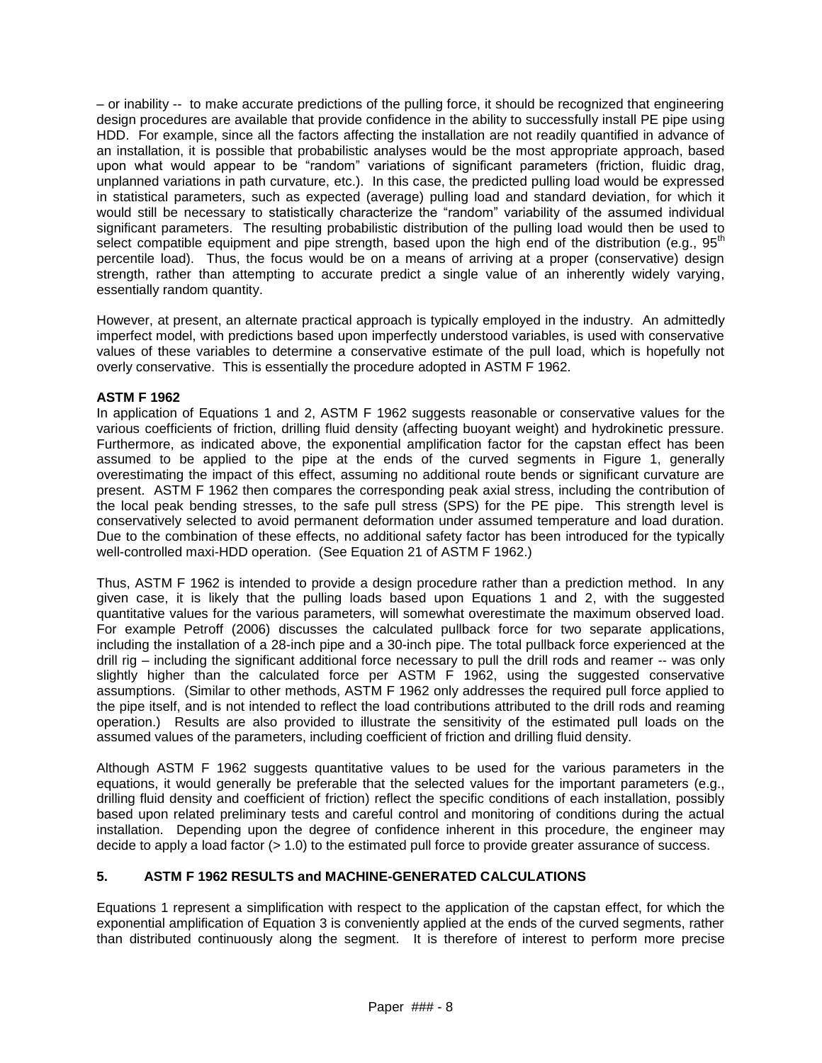– or inability -- to make accurate predictions of the pulling force, it should be recognized that engineering design procedures are available that provide confidence in the ability to successfully install PE pipe using HDD. For example, since all the factors affecting the installation are not readily quantified in advance of an installation, it is possible that probabilistic analyses would be the most appropriate approach, based upon what would appear to be "random" variations of significant parameters (friction, fluidic drag, unplanned variations in path curvature, etc.). In this case, the predicted pulling load would be expressed in statistical parameters, such as expected (average) pulling load and standard deviation, for which it would still be necessary to statistically characterize the "random" variability of the assumed individual significant parameters. The resulting probabilistic distribution of the pulling load would then be used to select compatible equipment and pipe strength, based upon the high end of the distribution (e.g., 95$^{th}$ percentile load). Thus, the focus would be on a means of arriving at a proper (conservative) design strength, rather than attempting to accurate predict a single value of an inherently widely varying, essentially random quantity.

However, at present, an alternate practical approach is typically employed in the industry. An admittedly imperfect model, with predictions based upon imperfectly understood variables, is used with conservative values of these variables to determine a conservative estimate of the pull load, which is hopefully not overly conservative. This is essentially the procedure adopted in ASTM F 1962.

**ASTM F 1962**

In application of Equations 1 and 2, ASTM F 1962 suggests reasonable or conservative values for the various coefficients of friction, drilling fluid density (affecting buoyant weight) and hydrokinetic pressure. Furthermore, as indicated above, the exponential amplification factor for the capstan effect has been assumed to be applied to the pipe at the ends of the curved segments in Figure 1, generally overestimating the impact of this effect, assuming no additional route bends or significant curvature are present. ASTM F 1962 then compares the corresponding peak axial stress, including the contribution of the local peak bending stresses, to the safe pull stress (SPS) for the PE pipe. This strength level is conservatively selected to avoid permanent deformation under assumed temperature and load duration. Due to the combination of these effects, no additional safety factor has been introduced for the typically well-controlled maxi-HDD operation. (See Equation 21 of ASTM F 1962.)

Thus, ASTM F 1962 is intended to provide a design procedure rather than a prediction method. In any given case, it is likely that the pulling loads based upon Equations 1 and 2, with the suggested quantitative values for the various parameters, will somewhat overestimate the maximum observed load. For example Petroff (2006) discusses the calculated pullback force for two separate applications, including the installation of a 28-inch pipe and a 30-inch pipe. The total pullback force experienced at the drill rig – including the significant additional force necessary to pull the drill rods and reamer -- was only slightly higher than the calculated force per ASTM F 1962, using the suggested conservative assumptions. (Similar to other methods, ASTM F 1962 only addresses the required pull force applied to the pipe itself, and is not intended to reflect the load contributions attributed to the drill rods and reaming operation.) Results are also provided to illustrate the sensitivity of the estimated pull loads on the assumed values of the parameters, including coefficient of friction and drilling fluid density.

Although ASTM F 1962 suggests quantitative values to be used for the various parameters in the equations, it would generally be preferable that the selected values for the important parameters (e.g., drilling fluid density and coefficient of friction) reflect the specific conditions of each installation, possibly based upon related preliminary tests and careful control and monitoring of conditions during the actual installation. Depending upon the degree of confidence inherent in this procedure, the engineer may decide to apply a load factor (> 1.0) to the estimated pull force to provide greater assurance of success.

## 5. ASTM F 1962 RESULTS and MACHINE-GENERATED CALCULATIONS

Equations 1 represent a simplification with respect to the application of the capstan effect, for which the exponential amplification of Equation 3 is conveniently applied at the ends of the curved segments, rather than distributed continuously along the segment. It is therefore of interest to perform more precise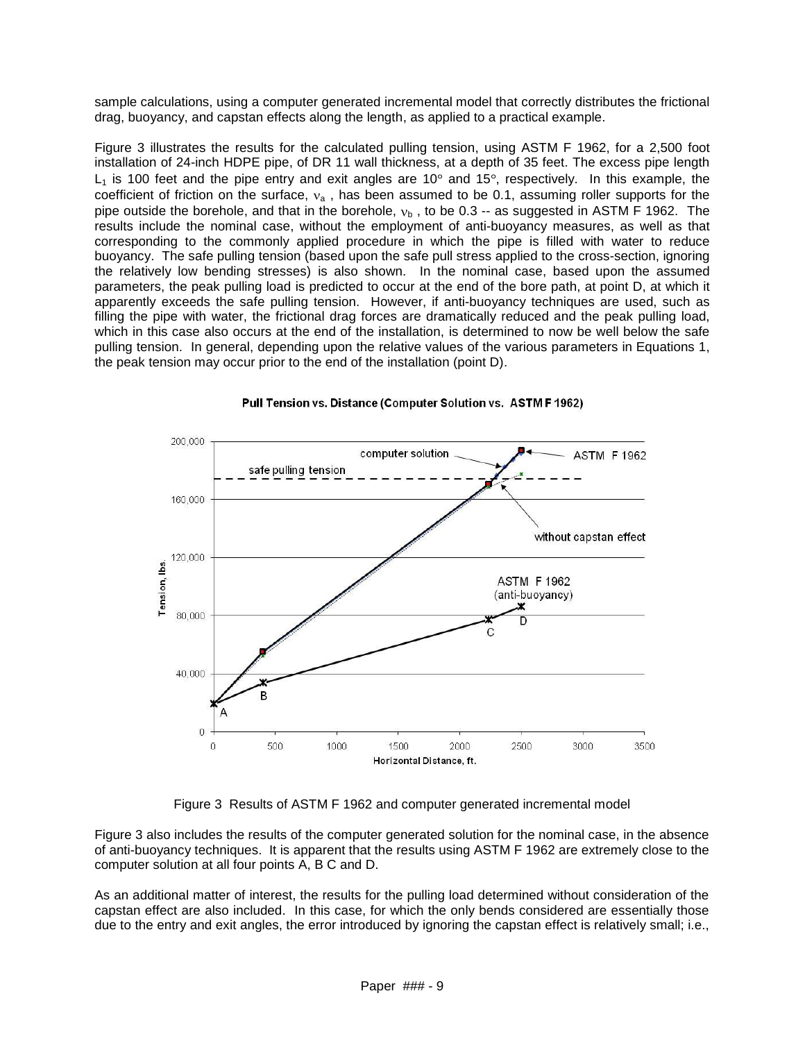sample calculations, using a computer generated incremental model that correctly distributes the frictional drag, buoyancy, and capstan effects along the length, as applied to a practical example.

Figure 3 illustrates the results for the calculated pulling tension, using ASTM F 1962, for a 2,500 foot installation of 24-inch HDPE pipe, of DR 11 wall thickness, at a depth of 35 feet. The excess pipe length $L_1$ is 100 feet and the pipe entry and exit angles are 10° and 15°, respectively. In this example, the coefficient of friction on the surface, $\nu_a$ , has been assumed to be 0.1, assuming roller supports for the pipe outside the borehole, and that in the borehole, $\nu_b$ , to be 0.3 -- as suggested in ASTM F 1962. The results include the nominal case, without the employment of anti-buoyancy measures, as well as that corresponding to the commonly applied procedure in which the pipe is filled with water to reduce buoyancy. The safe pulling tension (based upon the safe pull stress applied to the cross-section, ignoring the relatively low bending stresses) is also shown. In the nominal case, based upon the assumed parameters, the peak pulling load is predicted to occur at the end of the bore path, at point D, at which it apparently exceeds the safe pulling tension. However, if anti-buoyancy techniques are used, such as filling the pipe with water, the frictional drag forces are dramatically reduced and the peak pulling load, which in this case also occurs at the end of the installation, is determined to now be well below the safe pulling tension. In general, depending upon the relative values of the various parameters in Equations 1, the peak tension may occur prior to the end of the installation (point D).

Figure 3 Results of ASTM F 1962 and computer generated incremental model

Figure 3 also includes the results of the computer generated solution for the nominal case, in the absence of anti-buoyancy techniques. It is apparent that the results using ASTM F 1962 are extremely close to the computer solution at all four points A, B C and D.

As an additional matter of interest, the results for the pulling load determined without consideration of the capstan effect are also included. In this case, for which the only bends considered are essentially those due to the entry and exit angles, the error introduced by ignoring the capstan effect is relatively small; i.e.,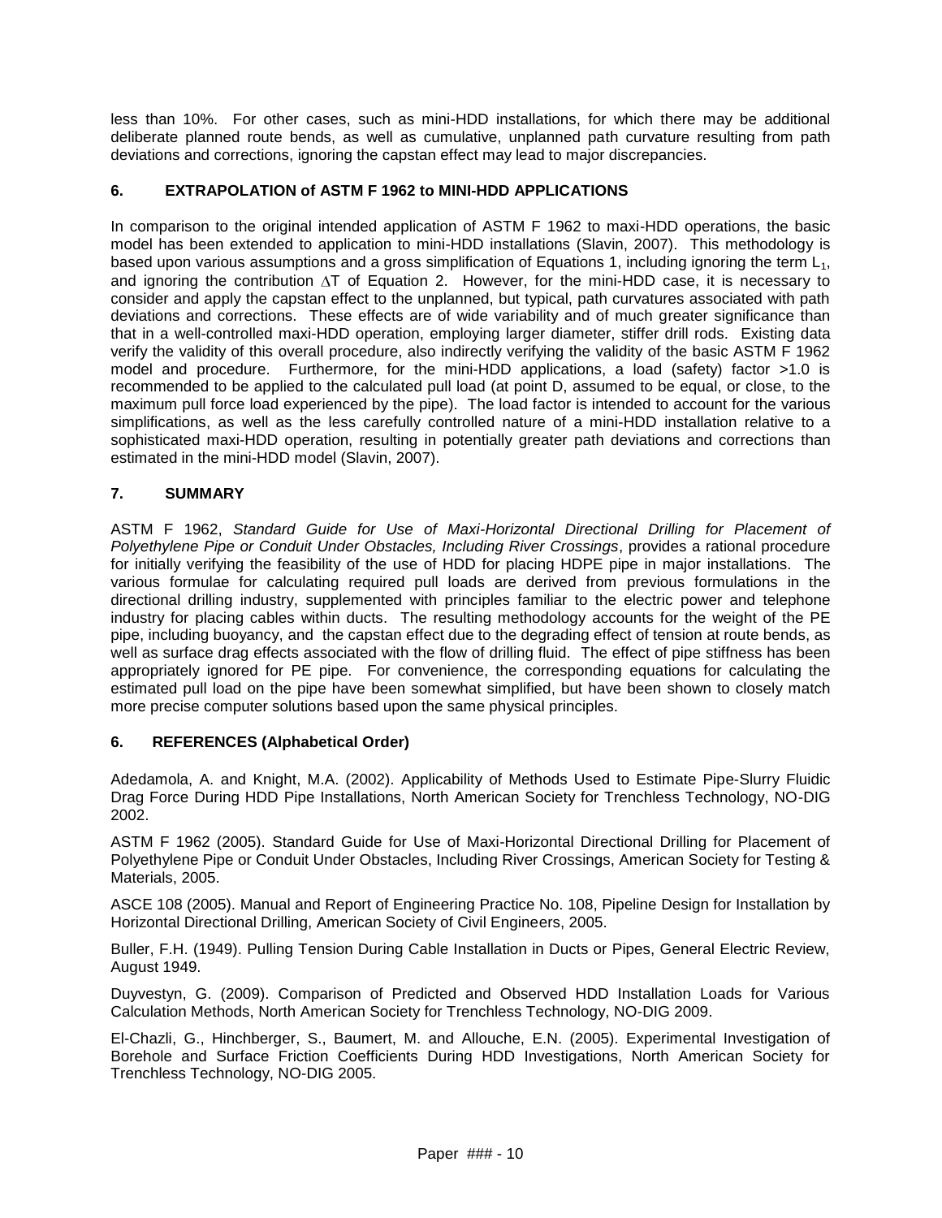less than 10%. For other cases, such as mini-HDD installations, for which there may be additional deliberate planned route bends, as well as cumulative, unplanned path curvature resulting from path deviations and corrections, ignoring the capstan effect may lead to major discrepancies.

## 6. EXTRAPOLATION of ASTM F 1962 to MINI-HDD APPLICATIONS

In comparison to the original intended application of ASTM F 1962 to maxi-HDD operations, the basic model has been extended to application to mini-HDD installations (Slavin, 2007). This methodology is based upon various assumptions and a gross simplification of Equations 1, including ignoring the term $L_1$, and ignoring the contribution $\Delta T$ of Equation 2. However, for the mini-HDD case, it is necessary to consider and apply the capstan effect to the unplanned, but typical, path curvatures associated with path deviations and corrections. These effects are of wide variability and of much greater significance than that in a well-controlled maxi-HDD operation, employing larger diameter, stiffer drill rods. Existing data verify the validity of this overall procedure, also indirectly verifying the validity of the basic ASTM F 1962 model and procedure. Furthermore, for the mini-HDD applications, a load (safety) factor >1.0 is recommended to be applied to the calculated pull load (at point D, assumed to be equal, or close, to the maximum pull force load experienced by the pipe). The load factor is intended to account for the various simplifications, as well as the less carefully controlled nature of a mini-HDD installation relative to a sophisticated maxi-HDD operation, resulting in potentially greater path deviations and corrections than estimated in the mini-HDD model (Slavin, 2007).

## 7. SUMMARY

ASTM F 1962, *Standard Guide for Use of Maxi-Horizontal Directional Drilling for Placement of Polyethylene Pipe or Conduit Under Obstacles, Including River Crossings*, provides a rational procedure for initially verifying the feasibility of the use of HDD for placing HDPE pipe in major installations. The various formulae for calculating required pull loads are derived from previous formulations in the directional drilling industry, supplemented with principles familiar to the electric power and telephone industry for placing cables within ducts. The resulting methodology accounts for the weight of the PE pipe, including buoyancy, and the capstan effect due to the degrading effect of tension at route bends, as well as surface drag effects associated with the flow of drilling fluid. The effect of pipe stiffness has been appropriately ignored for PE pipe. For convenience, the corresponding equations for calculating the estimated pull load on the pipe have been somewhat simplified, but have been shown to closely match more precise computer solutions based upon the same physical principles.

## 6. REFERENCES (Alphabetical Order)

Adedamola, A. and Knight, M.A. (2002). Applicability of Methods Used to Estimate Pipe-Slurry Fluidic Drag Force During HDD Pipe Installations, North American Society for Trenchless Technology, NO-DIG 2002.

ASTM F 1962 (2005). Standard Guide for Use of Maxi-Horizontal Directional Drilling for Placement of Polyethylene Pipe or Conduit Under Obstacles, Including River Crossings, American Society for Testing & Materials, 2005.

ASCE 108 (2005). Manual and Report of Engineering Practice No. 108, Pipeline Design for Installation by Horizontal Directional Drilling, American Society of Civil Engineers, 2005.

Buller, F.H. (1949). Pulling Tension During Cable Installation in Ducts or Pipes, General Electric Review, August 1949.

Duyvestyn, G. (2009). Comparison of Predicted and Observed HDD Installation Loads for Various Calculation Methods, North American Society for Trenchless Technology, NO-DIG 2009.

El-Chazli, G., Hinchberger, S., Baumert, M. and Allouche, E.N. (2005). Experimental Investigation of Borehole and Surface Friction Coefficients During HDD Investigations, North American Society for Trenchless Technology, NO-DIG 2005.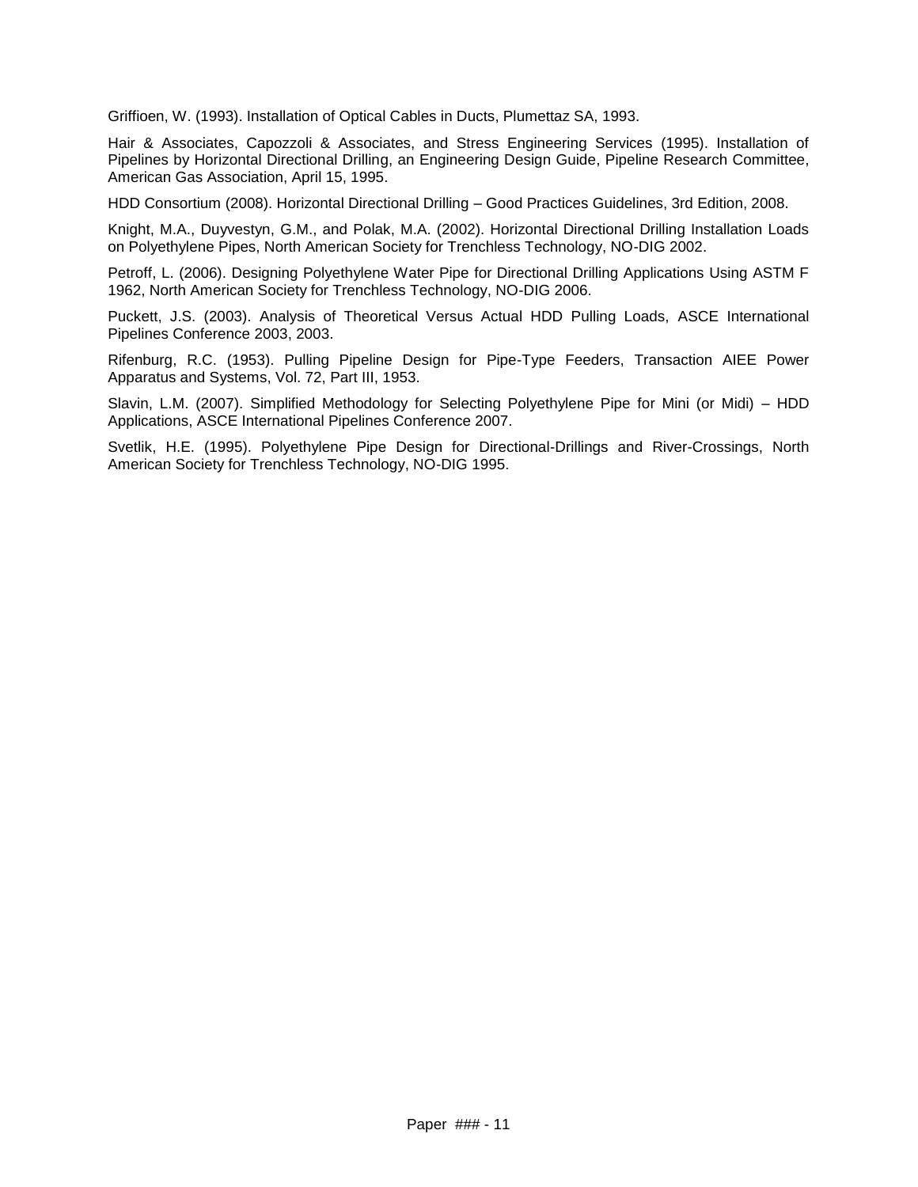Griffioen, W. (1993). Installation of Optical Cables in Ducts, Plumettaz SA, 1993.

Hair & Associates, Capozzoli & Associates, and Stress Engineering Services (1995). Installation of Pipelines by Horizontal Directional Drilling, an Engineering Design Guide, Pipeline Research Committee, American Gas Association, April 15, 1995.

HDD Consortium (2008). Horizontal Directional Drilling – Good Practices Guidelines, 3rd Edition, 2008.

Knight, M.A., Duyvestyn, G.M., and Polak, M.A. (2002). Horizontal Directional Drilling Installation Loads on Polyethylene Pipes, North American Society for Trenchless Technology, NO-DIG 2002.

Petroff, L. (2006). Designing Polyethylene Water Pipe for Directional Drilling Applications Using ASTM F 1962, North American Society for Trenchless Technology, NO-DIG 2006.

Puckett, J.S. (2003). Analysis of Theoretical Versus Actual HDD Pulling Loads, ASCE International Pipelines Conference 2003, 2003.

Rifenburg, R.C. (1953). Pulling Pipeline Design for Pipe-Type Feeders, Transaction AIEE Power Apparatus and Systems, Vol. 72, Part III, 1953.

Slavin, L.M. (2007). Simplified Methodology for Selecting Polyethylene Pipe for Mini (or Midi) – HDD Applications, ASCE International Pipelines Conference 2007.

Svetlik, H.E. (1995). Polyethylene Pipe Design for Directional-Drillings and River-Crossings, North American Society for Trenchless Technology, NO-DIG 1995.